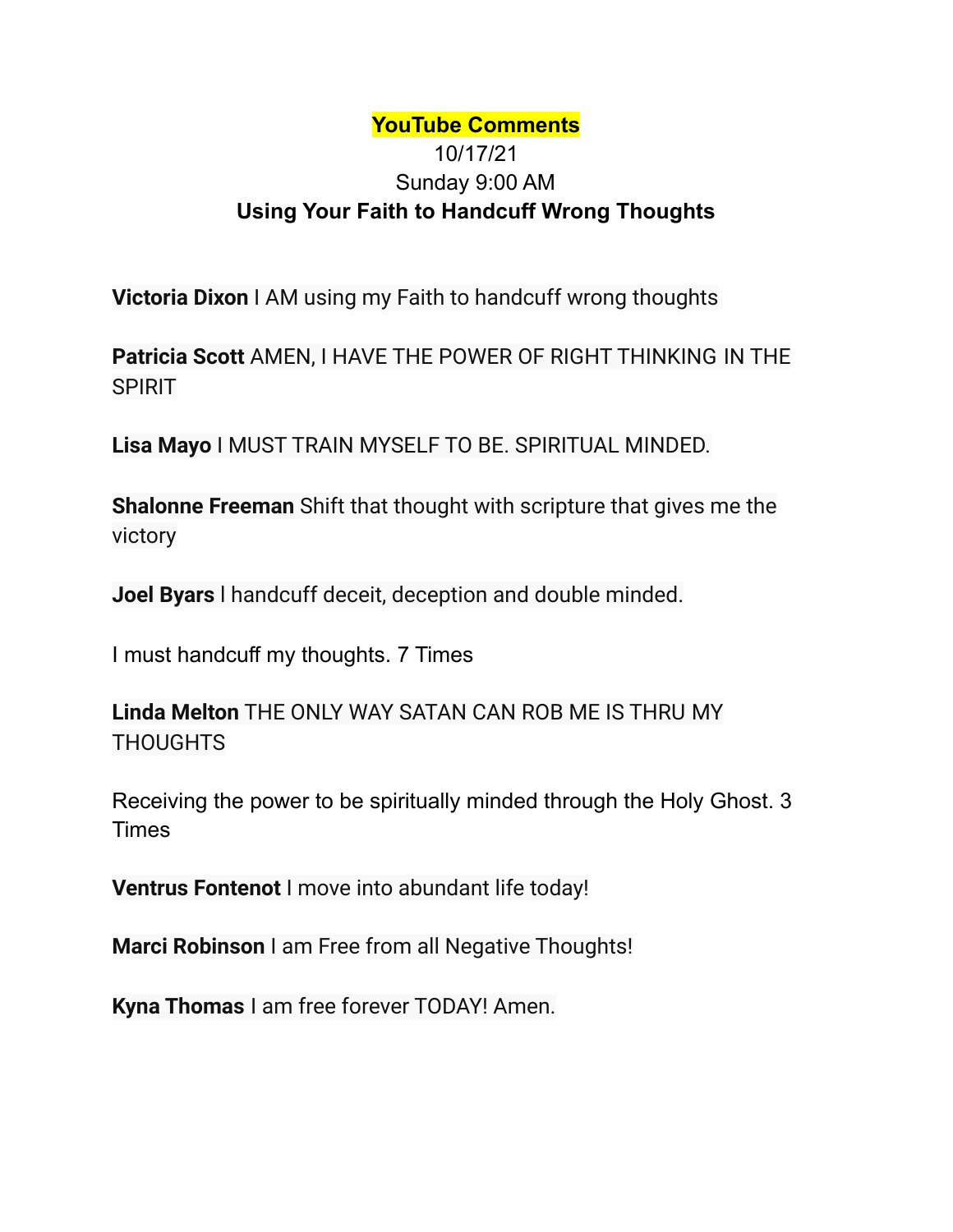**YouTube Comments**

10/17/21

Sunday 9:00 AM

**Using Your Faith to Handcuff Wrong Thoughts**

**Victoria Dixon** I AM using my Faith to handcuff wrong thoughts

**Patricia Scott** AMEN, I HAVE THE POWER OF RIGHT THINKING IN THE SPIRIT

**Lisa Mayo** I MUST TRAIN MYSELF TO BE. SPIRITUAL MINDED.

**Shalonne Freeman** Shift that thought with scripture that gives me the victory

**Joel Byars** I handcuff deceit, deception and double minded.

I must handcuff my thoughts. 7 Times

**Linda Melton** THE ONLY WAY SATAN CAN ROB ME IS THRU MY THOUGHTS

Receiving the power to be spiritually minded through the Holy Ghost. 3 Times

**Ventrus Fontenot** I move into abundant life today!

**Marci Robinson** I am Free from all Negative Thoughts!

**Kyna Thomas** I am free forever TODAY! Amen.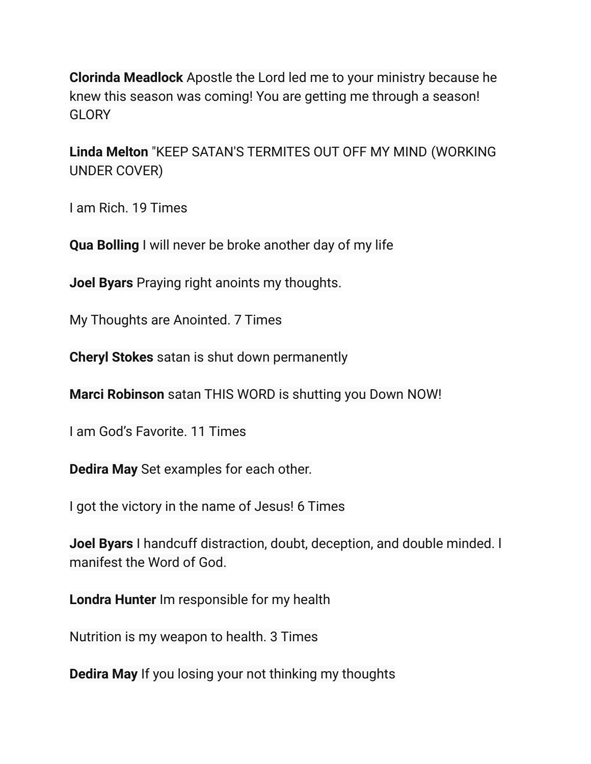**Clorinda Meadlock** Apostle the Lord led me to your ministry because he knew this season was coming! You are getting me through a season! GLORY

**Linda Melton** "KEEP SATAN'S TERMITES OUT OFF MY MIND (WORKING UNDER COVER)

I am Rich. 19 Times

**Qua Bolling** I will never be broke another day of my life

**Joel Byars** Praying right anoints my thoughts.

My Thoughts are Anointed. 7 Times

**Cheryl Stokes** satan is shut down permanently

**Marci Robinson** satan THIS WORD is shutting you Down NOW!

I am God's Favorite. 11 Times

**Dedira May** Set examples for each other.

I got the victory in the name of Jesus! 6 Times

**Joel Byars** I handcuff distraction, doubt, deception, and double minded. I manifest the Word of God.

**Londra Hunter** Im responsible for my health

Nutrition is my weapon to health. 3 Times

**Dedira May** If you losing your not thinking my thoughts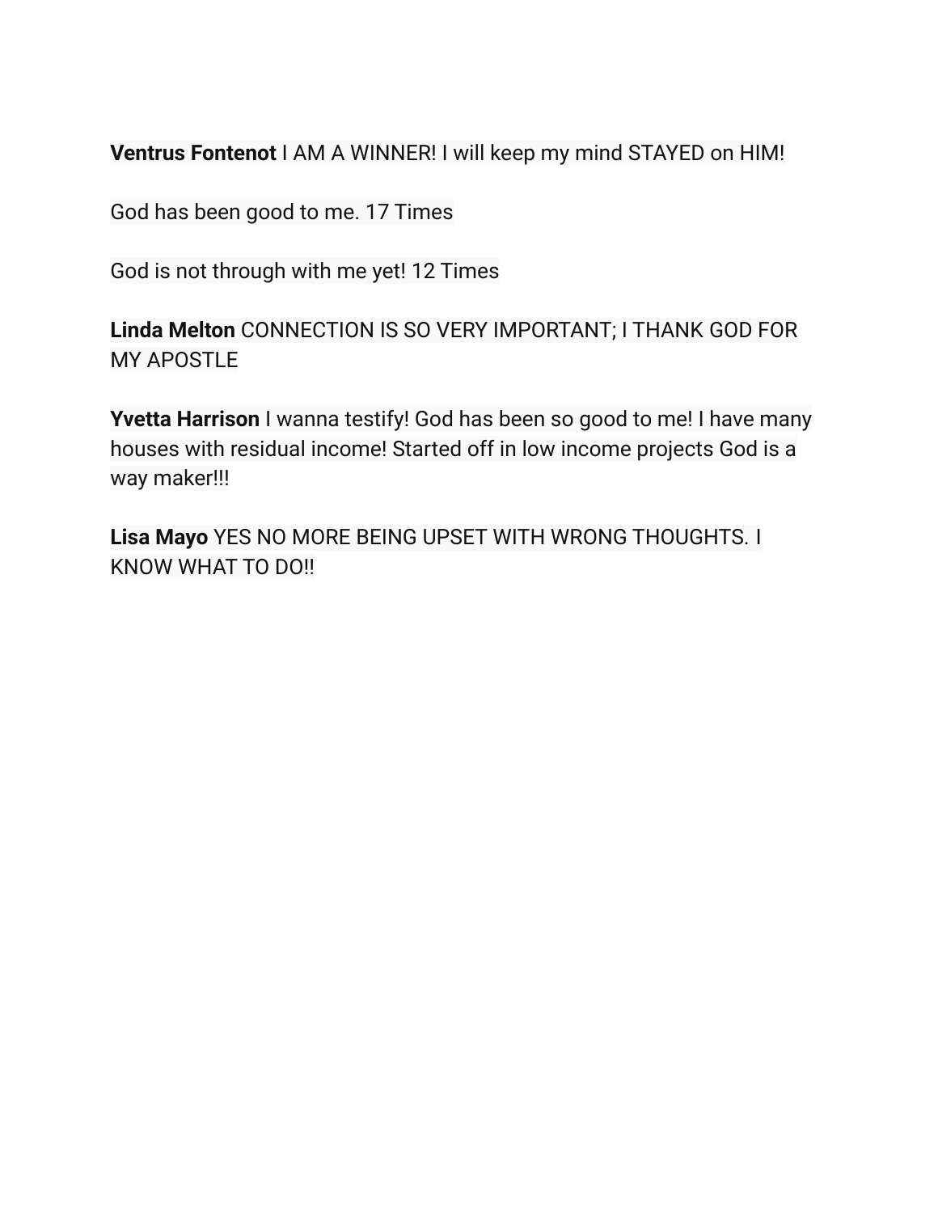**Ventrus Fontenot** I AM A WINNER! I will keep my mind STAYED on HIM!

God has been good to me. 17 Times

God is not through with me yet! 12 Times

**Linda Melton** CONNECTION IS SO VERY IMPORTANT; I THANK GOD FOR MY APOSTLE

**Yvetta Harrison** I wanna testify! God has been so good to me! I have many houses with residual income! Started off in low income projects God is a way maker!!!

**Lisa Mayo** YES NO MORE BEING UPSET WITH WRONG THOUGHTS. I KNOW WHAT TO DO!!